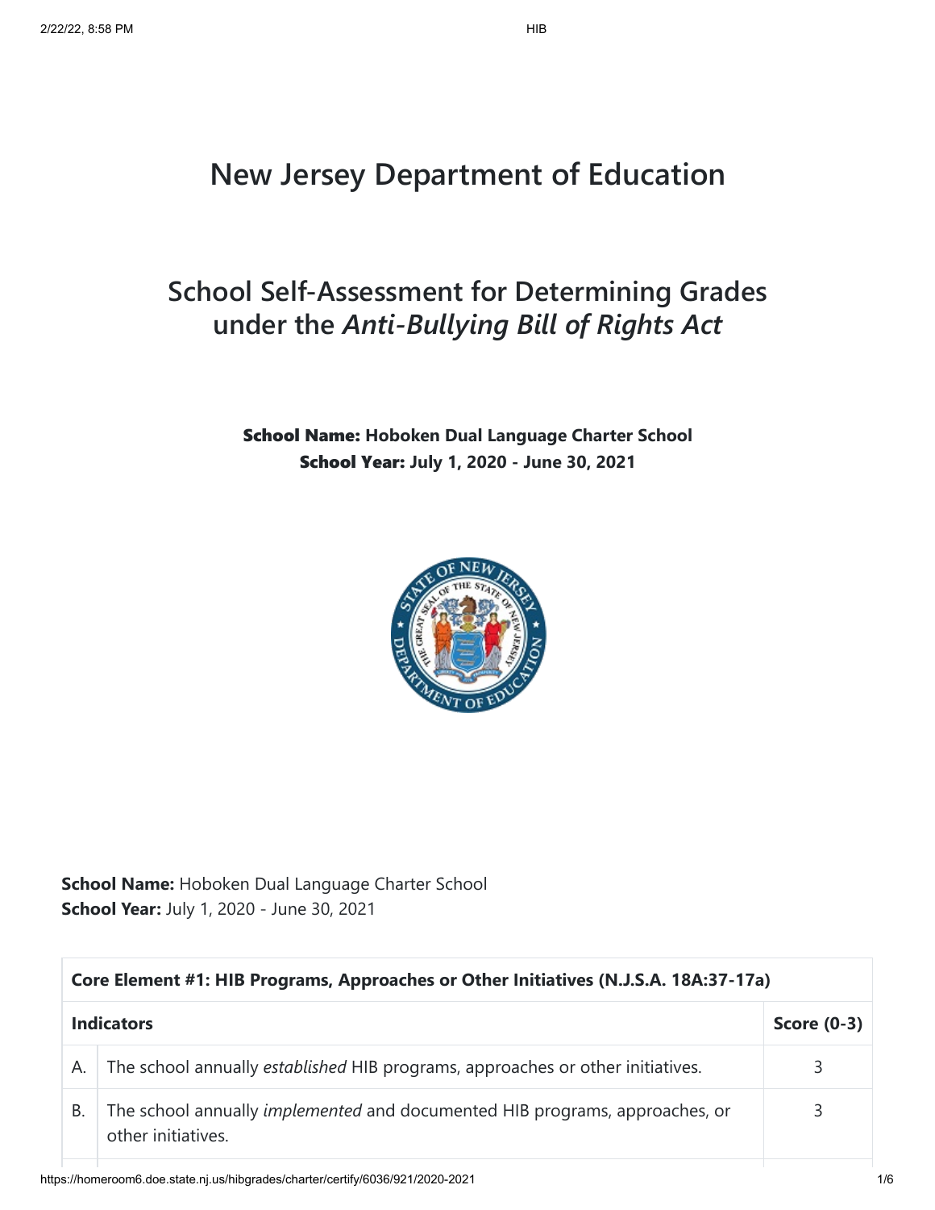# New Jersey Department of Education

## School Self-Assessment for Determining Grades under the *Anti-Bullying Bill of Rights Act*

**School Name:** Hoboken Dual Language Charter School
**School Year:** July 1, 2020 - June 30, 2021

**School Name:** Hoboken Dual Language Charter School
**School Year:** July 1, 2020 - June 30, 2021

| **Core Element #1: HIB Programs, Approaches or Other Initiatives (N.J.S.A. 18A:37-17a)** | | |
|---|---|---|
| **Indicators** | | **Score (0-3)** |
| A. | The school annually *established* HIB programs, approaches or other initiatives. | 3 |
| B. | The school annually *implemented* and documented HIB programs, approaches, or other initiatives. | 3 |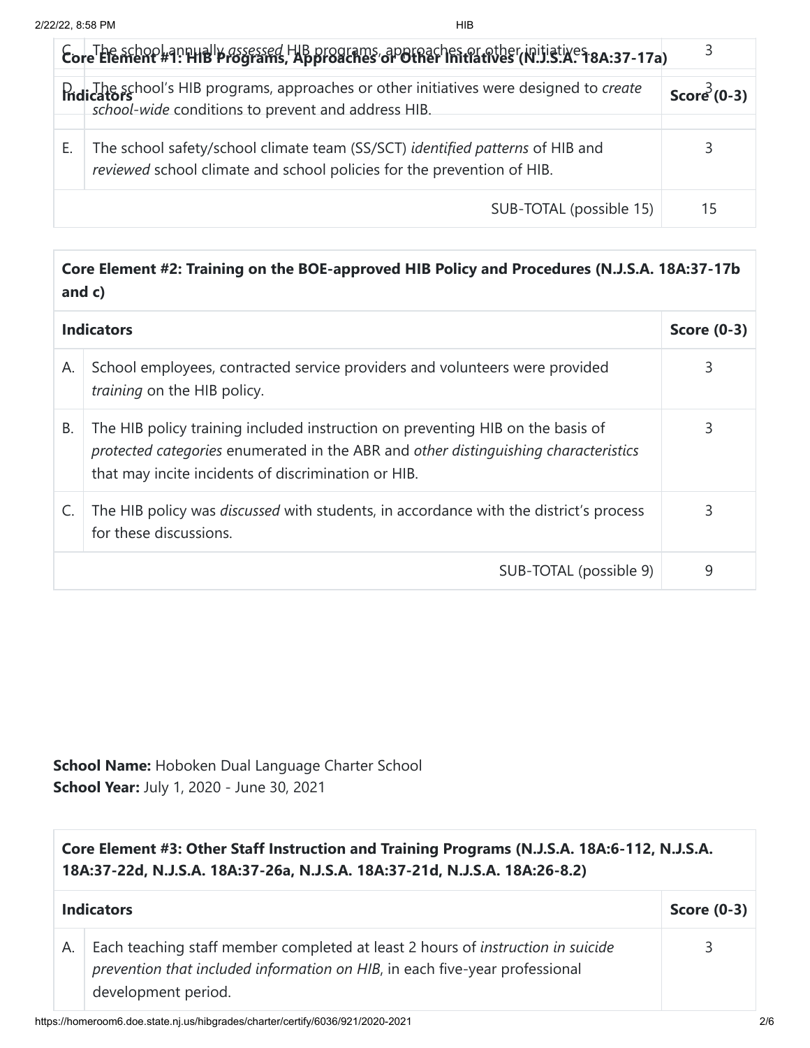| Core Element #1: HIB Programs, Approaches or Other Initiatives (N.J.S.A. 18A:37-17a) | | |
|---|---|---|
| **Indicators** | | **Score (0-3)** |
| C. | The school annually *assessed* HIB programs, approaches or other initiatives. | 3 |
| D. | The school's HIB programs, approaches or other initiatives were designed to *create school-wide* conditions to prevent and address HIB. | 3 |
| E. | The school safety/school climate team (SS/SCT) *identified patterns* of HIB and *reviewed* school climate and school policies for the prevention of HIB. | 3 |
| | SUB-TOTAL (possible 15) | 15 |

| **Core Element #2: Training on the BOE-approved HIB Policy and Procedures (N.J.S.A. 18A:37-17b and c)** | | |
|---|---|---|
| **Indicators** | | **Score (0-3)** |
| A. | School employees, contracted service providers and volunteers were provided *training* on the HIB policy. | 3 |
| B. | The HIB policy training included instruction on preventing HIB on the basis of *protected categories* enumerated in the ABR and *other distinguishing characteristics* that may incite incidents of discrimination or HIB. | 3 |
| C. | The HIB policy was *discussed* with students, in accordance with the district's process for these discussions. | 3 |
| | SUB-TOTAL (possible 9) | 9 |

**School Name:** Hoboken Dual Language Charter School
**School Year:** July 1, 2020 - June 30, 2021

| **Core Element #3: Other Staff Instruction and Training Programs (N.J.S.A. 18A:6-112, N.J.S.A. 18A:37-22d, N.J.S.A. 18A:37-26a, N.J.S.A. 18A:37-21d, N.J.S.A. 18A:26-8.2)** | | |
|---|---|---|
| **Indicators** | | **Score (0-3)** |
| A. | Each teaching staff member completed at least 2 hours of *instruction in suicide prevention that included information on HIB*, in each five-year professional development period. | 3 |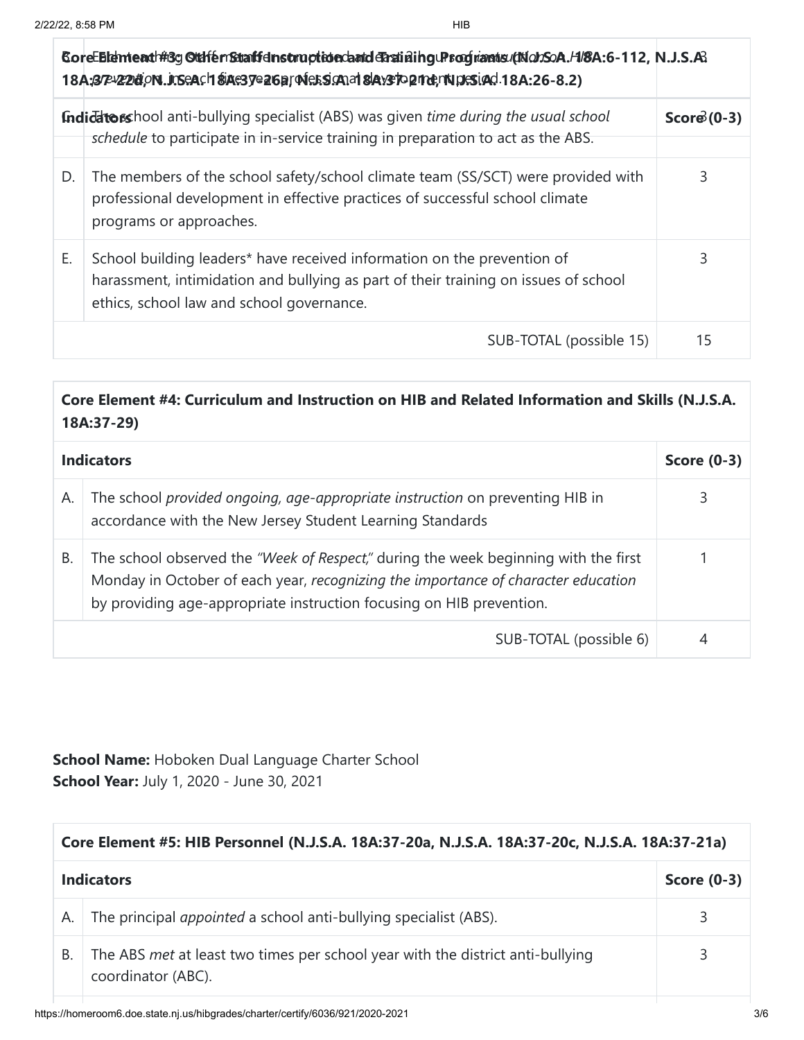| Core Element #3: Other Staff Instruction and Training Programs (N.J.S.A. 18A:6-112, N.J.S.A. 18A:37-22d, N.J.S.A. 18A:37-26a, N.J.S.A. 18A:37-21d, N.J.S.A. 18A:26-8.2) | | |
|---|---|---|
| **Indicators** | | **Score (0-3)** |
| C. | The school anti-bullying specialist (ABS) was given *time during the usual school schedule* to participate in in-service training in preparation to act as the ABS. | 3 |
| D. | The members of the school safety/school climate team (SS/SCT) were provided with professional development in effective practices of successful school climate programs or approaches. | 3 |
| E. | School building leaders* have received information on the prevention of harassment, intimidation and bullying as part of their training on issues of school ethics, school law and school governance. | 3 |
| | SUB-TOTAL (possible 15) | 15 |

| Core Element #4: Curriculum and Instruction on HIB and Related Information and Skills (N.J.S.A. 18A:37-29) | | |
|---|---|---|
| **Indicators** | | **Score (0-3)** |
| A. | The school *provided ongoing, age-appropriate instruction* on preventing HIB in accordance with the New Jersey Student Learning Standards | 3 |
| B. | The school observed the *"Week of Respect,"* during the week beginning with the first Monday in October of each year, *recognizing the importance of character education* by providing age-appropriate instruction focusing on HIB prevention. | 1 |
| | SUB-TOTAL (possible 6) | 4 |

**School Name:** Hoboken Dual Language Charter School
**School Year:** July 1, 2020 - June 30, 2021

| Core Element #5: HIB Personnel (N.J.S.A. 18A:37-20a, N.J.S.A. 18A:37-20c, N.J.S.A. 18A:37-21a) | | |
|---|---|---|
| **Indicators** | | **Score (0-3)** |
| A. | The principal *appointed* a school anti-bullying specialist (ABS). | 3 |
| B. | The ABS *met* at least two times per school year with the district anti-bullying coordinator (ABC). | 3 |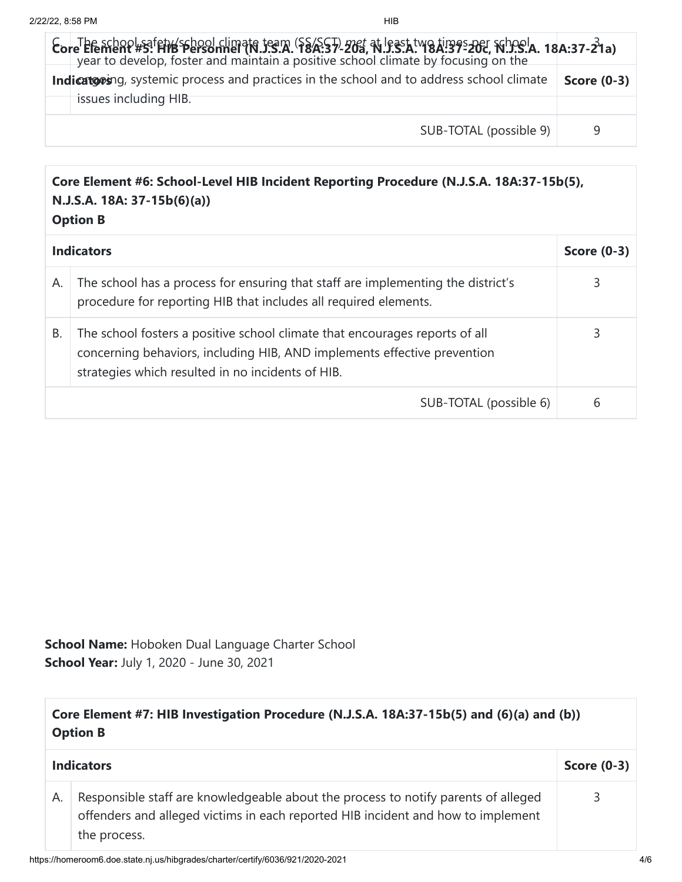| Core Element #5: HIB Personnel (N.J.S.A. 18A:37-20a, N.J.S.A. 18A:37-20c, N.J.S.A. 18A:37-21a) | | |
|---|---|---|
| **Indicators** | | **Score (0-3)** |
| C. | The school safety/school climate team (SS/SCT) *met* at least two times per school year to develop, foster and maintain a positive school climate by focusing on the ongoing, systemic process and practices in the school and to address school climate issues including HIB. | 3 |
| | SUB-TOTAL (possible 9) | 9 |

| **Core Element #6: School-Level HIB Incident Reporting Procedure (N.J.S.A. 18A:37-15b(5), N.J.S.A. 18A: 37-15b(6)(a))**<br>**Option B** | | |
|---|---|---|
| **Indicators** | | **Score (0-3)** |
| A. | The school has a process for ensuring that staff are implementing the district's procedure for reporting HIB that includes all required elements. | 3 |
| B. | The school fosters a positive school climate that encourages reports of all concerning behaviors, including HIB, AND implements effective prevention strategies which resulted in no incidents of HIB. | 3 |
| | SUB-TOTAL (possible 6) | 6 |

**School Name:** Hoboken Dual Language Charter School
**School Year:** July 1, 2020 - June 30, 2021

| **Core Element #7: HIB Investigation Procedure (N.J.S.A. 18A:37-15b(5) and (6)(a) and (b))**<br>**Option B** | | |
|---|---|---|
| **Indicators** | | **Score (0-3)** |
| A. | Responsible staff are knowledgeable about the process to notify parents of alleged offenders and alleged victims in each reported HIB incident and how to implement the process. | 3 |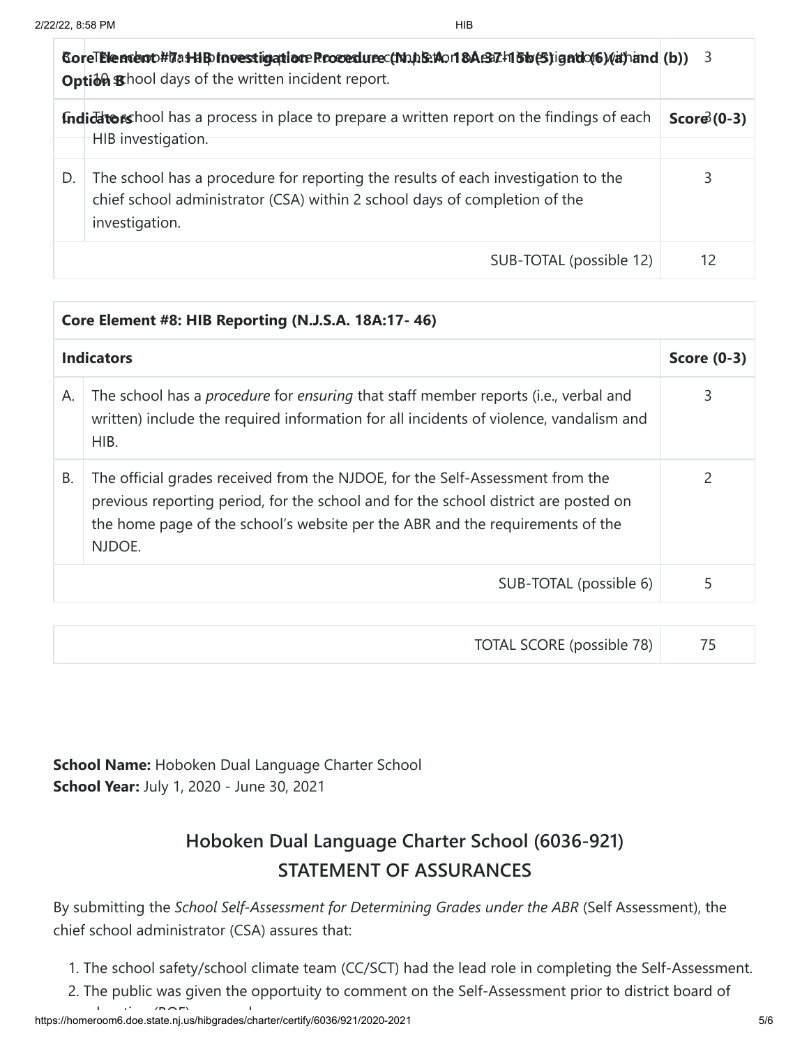| Core Element #7: HIB Investigation Procedure (N.J.S.A. 18A:37-15b(5) and (6)(a) and (b)) Option B | | |
|---|---|---|
| | The school has a process in place to ensure completion of each HIB investigation within 10 school days of the written incident report. | 3 |
| **Indicators** | | **Score (0-3)** |
| C. | The school has a process in place to prepare a written report on the findings of each HIB investigation. | 3 |
| D. | The school has a procedure for reporting the results of each investigation to the chief school administrator (CSA) within 2 school days of completion of the investigation. | 3 |
| | SUB-TOTAL (possible 12) | 12 |

| Core Element #8: HIB Reporting (N.J.S.A. 18A:17- 46) | | |
|---|---|---|
| **Indicators** | | **Score (0-3)** |
| A. | The school has a *procedure* for *ensuring* that staff member reports (i.e., verbal and written) include the required information for all incidents of violence, vandalism and HIB. | 3 |
| B. | The official grades received from the NJDOE, for the Self-Assessment from the previous reporting period, for the school and for the school district are posted on the home page of the school's website per the ABR and the requirements of the NJDOE. | 2 |
| | SUB-TOTAL (possible 6) | 5 |

| TOTAL SCORE (possible 78) | 75 |
|---|---|

**School Name:** Hoboken Dual Language Charter School
**School Year:** July 1, 2020 - June 30, 2021

## Hoboken Dual Language Charter School (6036-921)
## STATEMENT OF ASSURANCES

By submitting the *School Self-Assessment for Determining Grades under the ABR* (Self Assessment), the chief school administrator (CSA) assures that:

1. The school safety/school climate team (CC/SCT) had the lead role in completing the Self-Assessment.
2. The public was given the opportuity to comment on the Self-Assessment prior to district board of education (BOE) approval.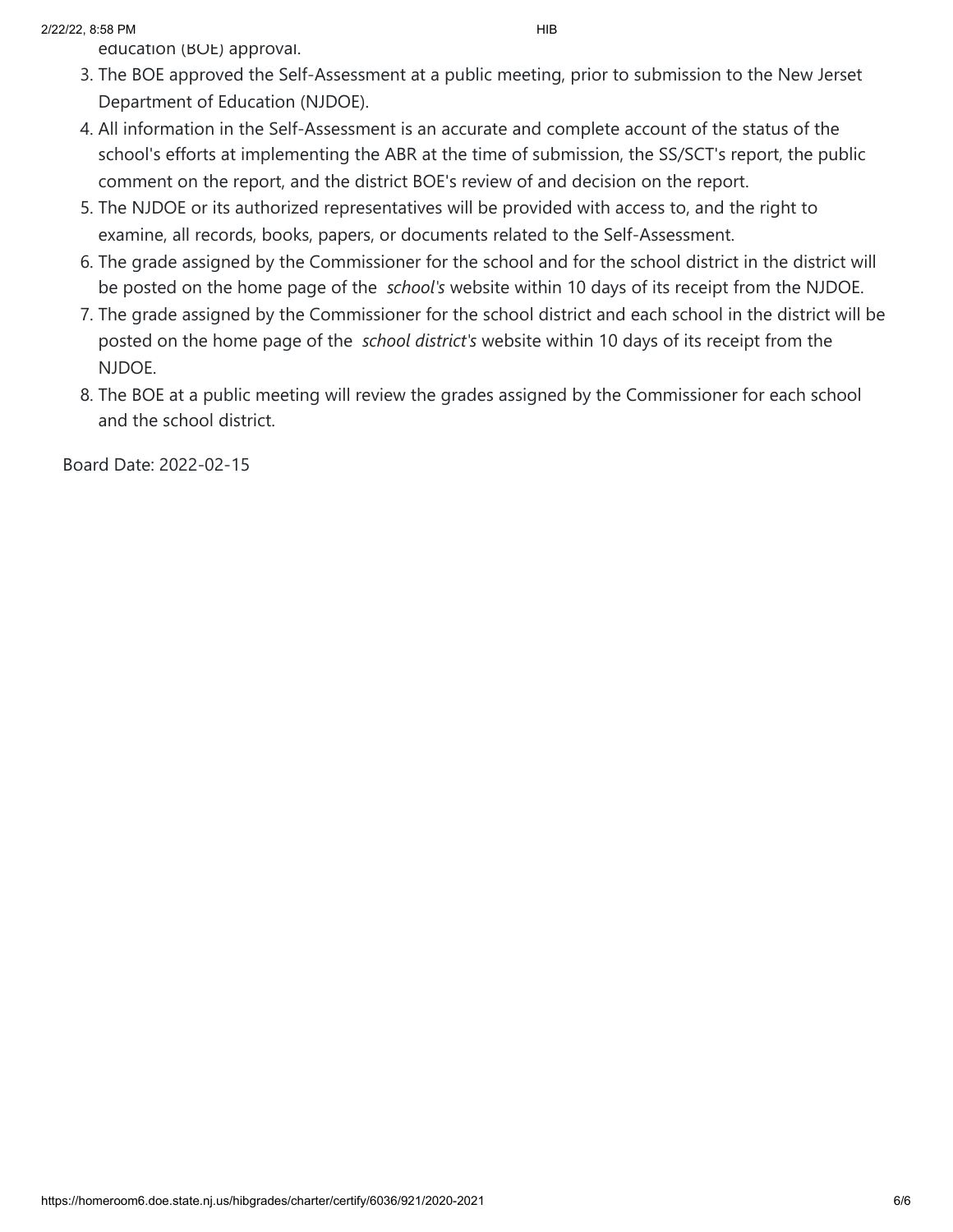education (BOE) approval.

3. The BOE approved the Self-Assessment at a public meeting, prior to submission to the New Jerset Department of Education (NJDOE).
4. All information in the Self-Assessment is an accurate and complete account of the status of the school's efforts at implementing the ABR at the time of submission, the SS/SCT's report, the public comment on the report, and the district BOE's review of and decision on the report.
5. The NJDOE or its authorized representatives will be provided with access to, and the right to examine, all records, books, papers, or documents related to the Self-Assessment.
6. The grade assigned by the Commissioner for the school and for the school district in the district will be posted on the home page of the *school's* website within 10 days of its receipt from the NJDOE.
7. The grade assigned by the Commissioner for the school district and each school in the district will be posted on the home page of the *school district's* website within 10 days of its receipt from the NJDOE.
8. The BOE at a public meeting will review the grades assigned by the Commissioner for each school and the school district.

Board Date: 2022-02-15